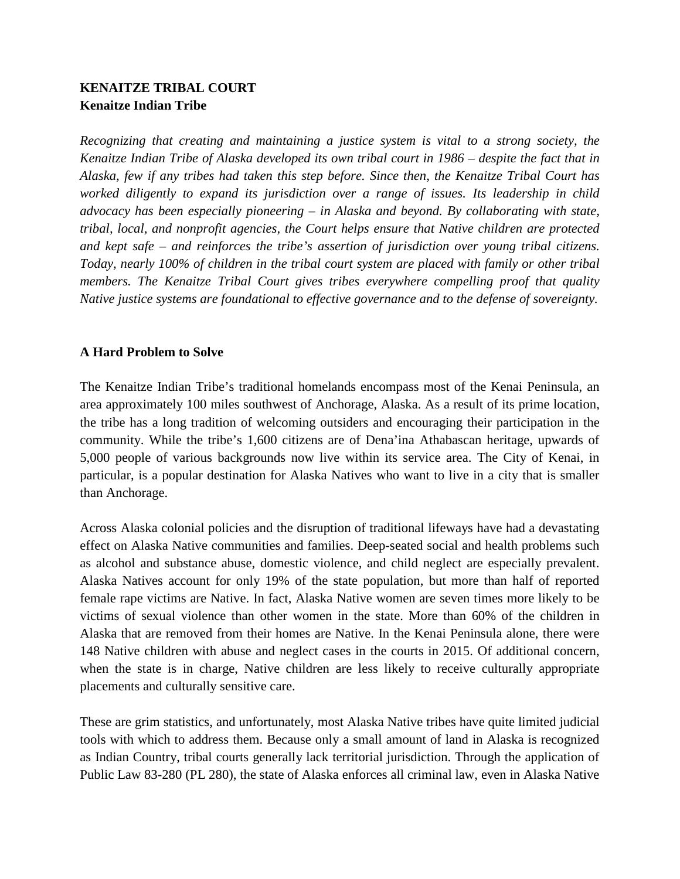**KENAITZE TRIBAL COURT**
**Kenaitze Indian Tribe**

*Recognizing that creating and maintaining a justice system is vital to a strong society, the Kenaitze Indian Tribe of Alaska developed its own tribal court in 1986 – despite the fact that in Alaska, few if any tribes had taken this step before. Since then, the Kenaitze Tribal Court has worked diligently to expand its jurisdiction over a range of issues. Its leadership in child advocacy has been especially pioneering – in Alaska and beyond. By collaborating with state, tribal, local, and nonprofit agencies, the Court helps ensure that Native children are protected and kept safe – and reinforces the tribe's assertion of jurisdiction over young tribal citizens. Today, nearly 100% of children in the tribal court system are placed with family or other tribal members. The Kenaitze Tribal Court gives tribes everywhere compelling proof that quality Native justice systems are foundational to effective governance and to the defense of sovereignty.*

## A Hard Problem to Solve

The Kenaitze Indian Tribe's traditional homelands encompass most of the Kenai Peninsula, an area approximately 100 miles southwest of Anchorage, Alaska. As a result of its prime location, the tribe has a long tradition of welcoming outsiders and encouraging their participation in the community. While the tribe's 1,600 citizens are of Dena'ina Athabascan heritage, upwards of 5,000 people of various backgrounds now live within its service area. The City of Kenai, in particular, is a popular destination for Alaska Natives who want to live in a city that is smaller than Anchorage.

Across Alaska colonial policies and the disruption of traditional lifeways have had a devastating effect on Alaska Native communities and families. Deep-seated social and health problems such as alcohol and substance abuse, domestic violence, and child neglect are especially prevalent. Alaska Natives account for only 19% of the state population, but more than half of reported female rape victims are Native. In fact, Alaska Native women are seven times more likely to be victims of sexual violence than other women in the state. More than 60% of the children in Alaska that are removed from their homes are Native. In the Kenai Peninsula alone, there were 148 Native children with abuse and neglect cases in the courts in 2015. Of additional concern, when the state is in charge, Native children are less likely to receive culturally appropriate placements and culturally sensitive care.

These are grim statistics, and unfortunately, most Alaska Native tribes have quite limited judicial tools with which to address them. Because only a small amount of land in Alaska is recognized as Indian Country, tribal courts generally lack territorial jurisdiction. Through the application of Public Law 83-280 (PL 280), the state of Alaska enforces all criminal law, even in Alaska Native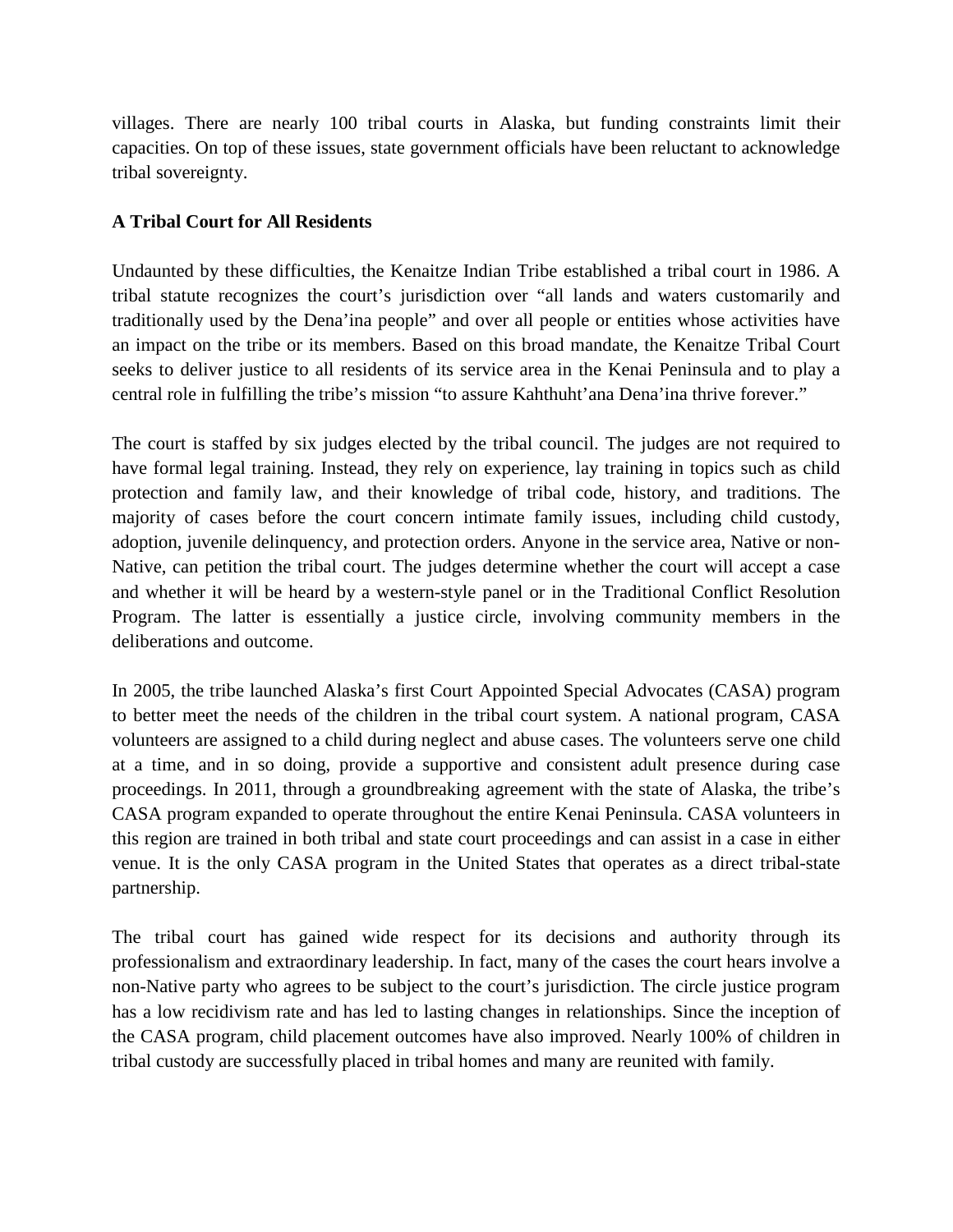villages. There are nearly 100 tribal courts in Alaska, but funding constraints limit their capacities. On top of these issues, state government officials have been reluctant to acknowledge tribal sovereignty.

**A Tribal Court for All Residents**

Undaunted by these difficulties, the Kenaitze Indian Tribe established a tribal court in 1986. A tribal statute recognizes the court's jurisdiction over "all lands and waters customarily and traditionally used by the Dena'ina people" and over all people or entities whose activities have an impact on the tribe or its members. Based on this broad mandate, the Kenaitze Tribal Court seeks to deliver justice to all residents of its service area in the Kenai Peninsula and to play a central role in fulfilling the tribe's mission "to assure Kahthuht'ana Dena'ina thrive forever."

The court is staffed by six judges elected by the tribal council. The judges are not required to have formal legal training. Instead, they rely on experience, lay training in topics such as child protection and family law, and their knowledge of tribal code, history, and traditions. The majority of cases before the court concern intimate family issues, including child custody, adoption, juvenile delinquency, and protection orders. Anyone in the service area, Native or non-Native, can petition the tribal court. The judges determine whether the court will accept a case and whether it will be heard by a western-style panel or in the Traditional Conflict Resolution Program. The latter is essentially a justice circle, involving community members in the deliberations and outcome.

In 2005, the tribe launched Alaska's first Court Appointed Special Advocates (CASA) program to better meet the needs of the children in the tribal court system. A national program, CASA volunteers are assigned to a child during neglect and abuse cases. The volunteers serve one child at a time, and in so doing, provide a supportive and consistent adult presence during case proceedings. In 2011, through a groundbreaking agreement with the state of Alaska, the tribe's CASA program expanded to operate throughout the entire Kenai Peninsula. CASA volunteers in this region are trained in both tribal and state court proceedings and can assist in a case in either venue. It is the only CASA program in the United States that operates as a direct tribal-state partnership.

The tribal court has gained wide respect for its decisions and authority through its professionalism and extraordinary leadership. In fact, many of the cases the court hears involve a non-Native party who agrees to be subject to the court's jurisdiction. The circle justice program has a low recidivism rate and has led to lasting changes in relationships. Since the inception of the CASA program, child placement outcomes have also improved. Nearly 100% of children in tribal custody are successfully placed in tribal homes and many are reunited with family.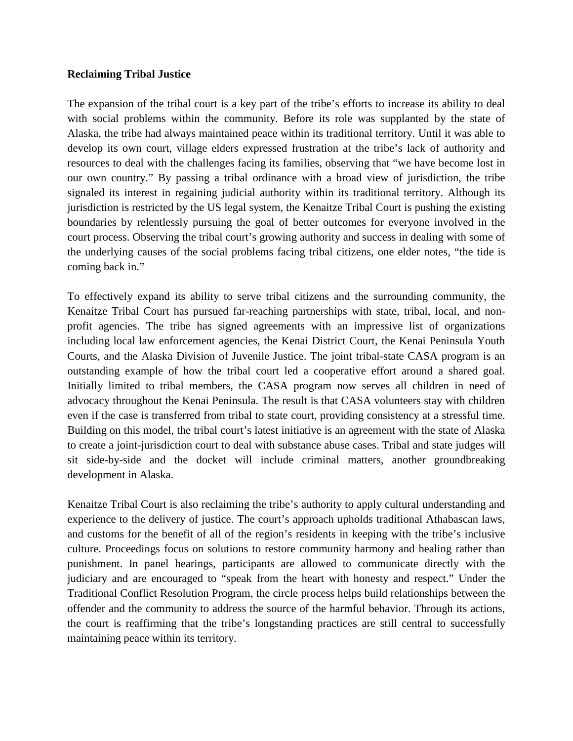**Reclaiming Tribal Justice**

The expansion of the tribal court is a key part of the tribe's efforts to increase its ability to deal with social problems within the community. Before its role was supplanted by the state of Alaska, the tribe had always maintained peace within its traditional territory. Until it was able to develop its own court, village elders expressed frustration at the tribe's lack of authority and resources to deal with the challenges facing its families, observing that "we have become lost in our own country." By passing a tribal ordinance with a broad view of jurisdiction, the tribe signaled its interest in regaining judicial authority within its traditional territory. Although its jurisdiction is restricted by the US legal system, the Kenaitze Tribal Court is pushing the existing boundaries by relentlessly pursuing the goal of better outcomes for everyone involved in the court process. Observing the tribal court's growing authority and success in dealing with some of the underlying causes of the social problems facing tribal citizens, one elder notes, "the tide is coming back in."

To effectively expand its ability to serve tribal citizens and the surrounding community, the Kenaitze Tribal Court has pursued far-reaching partnerships with state, tribal, local, and non-profit agencies. The tribe has signed agreements with an impressive list of organizations including local law enforcement agencies, the Kenai District Court, the Kenai Peninsula Youth Courts, and the Alaska Division of Juvenile Justice. The joint tribal-state CASA program is an outstanding example of how the tribal court led a cooperative effort around a shared goal. Initially limited to tribal members, the CASA program now serves all children in need of advocacy throughout the Kenai Peninsula. The result is that CASA volunteers stay with children even if the case is transferred from tribal to state court, providing consistency at a stressful time. Building on this model, the tribal court's latest initiative is an agreement with the state of Alaska to create a joint-jurisdiction court to deal with substance abuse cases. Tribal and state judges will sit side-by-side and the docket will include criminal matters, another groundbreaking development in Alaska.

Kenaitze Tribal Court is also reclaiming the tribe's authority to apply cultural understanding and experience to the delivery of justice. The court's approach upholds traditional Athabascan laws, and customs for the benefit of all of the region's residents in keeping with the tribe's inclusive culture. Proceedings focus on solutions to restore community harmony and healing rather than punishment. In panel hearings, participants are allowed to communicate directly with the judiciary and are encouraged to "speak from the heart with honesty and respect." Under the Traditional Conflict Resolution Program, the circle process helps build relationships between the offender and the community to address the source of the harmful behavior. Through its actions, the court is reaffirming that the tribe's longstanding practices are still central to successfully maintaining peace within its territory.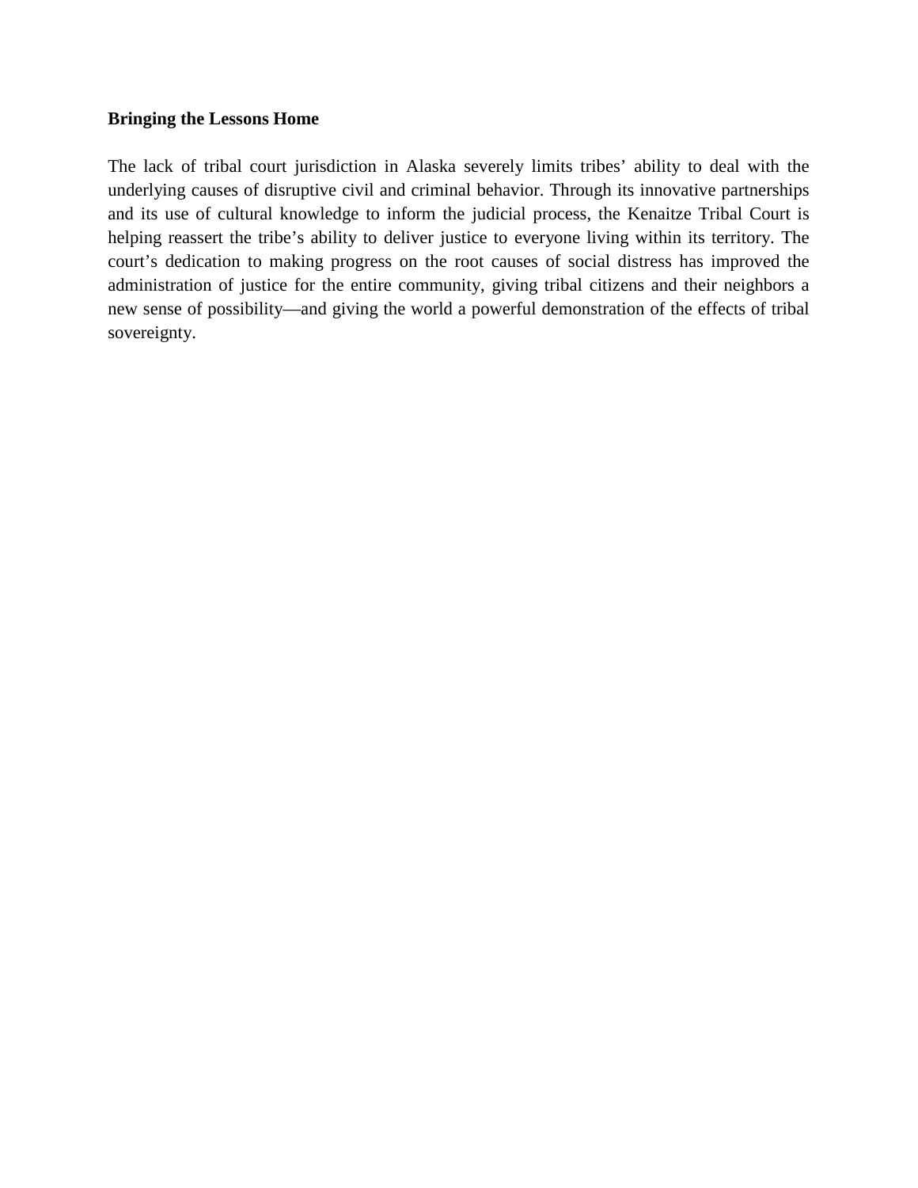**Bringing the Lessons Home**

The lack of tribal court jurisdiction in Alaska severely limits tribes' ability to deal with the underlying causes of disruptive civil and criminal behavior. Through its innovative partnerships and its use of cultural knowledge to inform the judicial process, the Kenaitze Tribal Court is helping reassert the tribe's ability to deliver justice to everyone living within its territory. The court's dedication to making progress on the root causes of social distress has improved the administration of justice for the entire community, giving tribal citizens and their neighbors a new sense of possibility—and giving the world a powerful demonstration of the effects of tribal sovereignty.